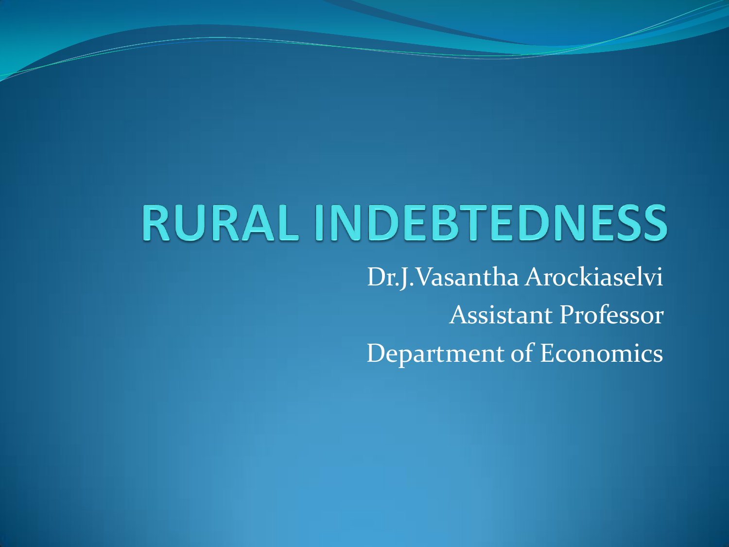# RURAL INDEBTEDNESS

Dr.J.Vasantha Arockiaselvi

Assistant Professor

Department of Economics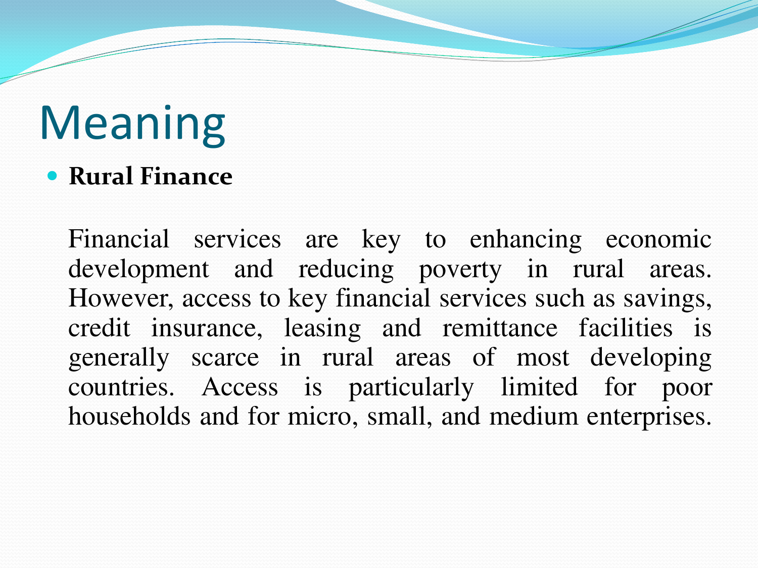# Meaning

- **Rural Finance**

  Financial services are key to enhancing economic development and reducing poverty in rural areas. However, access to key financial services such as savings, credit insurance, leasing and remittance facilities is generally scarce in rural areas of most developing countries. Access is particularly limited for poor households and for micro, small, and medium enterprises.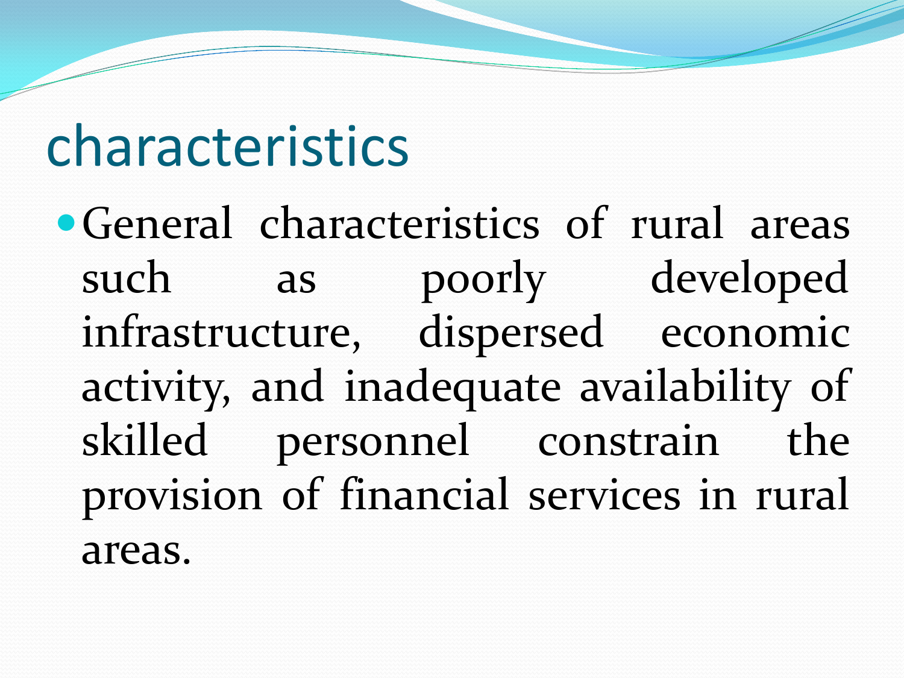# characteristics

- General characteristics of rural areas such as poorly developed infrastructure, dispersed economic activity, and inadequate availability of skilled personnel constrain the provision of financial services in rural areas.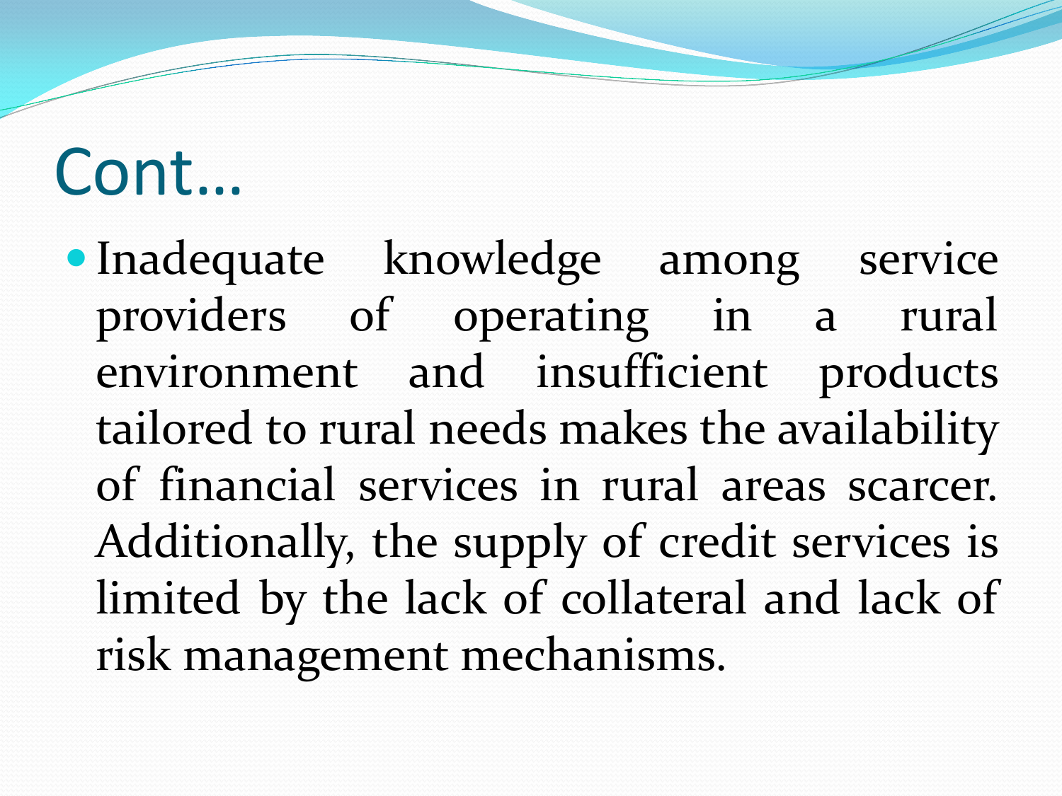# Cont…

- Inadequate knowledge among service providers of operating in a rural environment and insufficient products tailored to rural needs makes the availability of financial services in rural areas scarcer. Additionally, the supply of credit services is limited by the lack of collateral and lack of risk management mechanisms.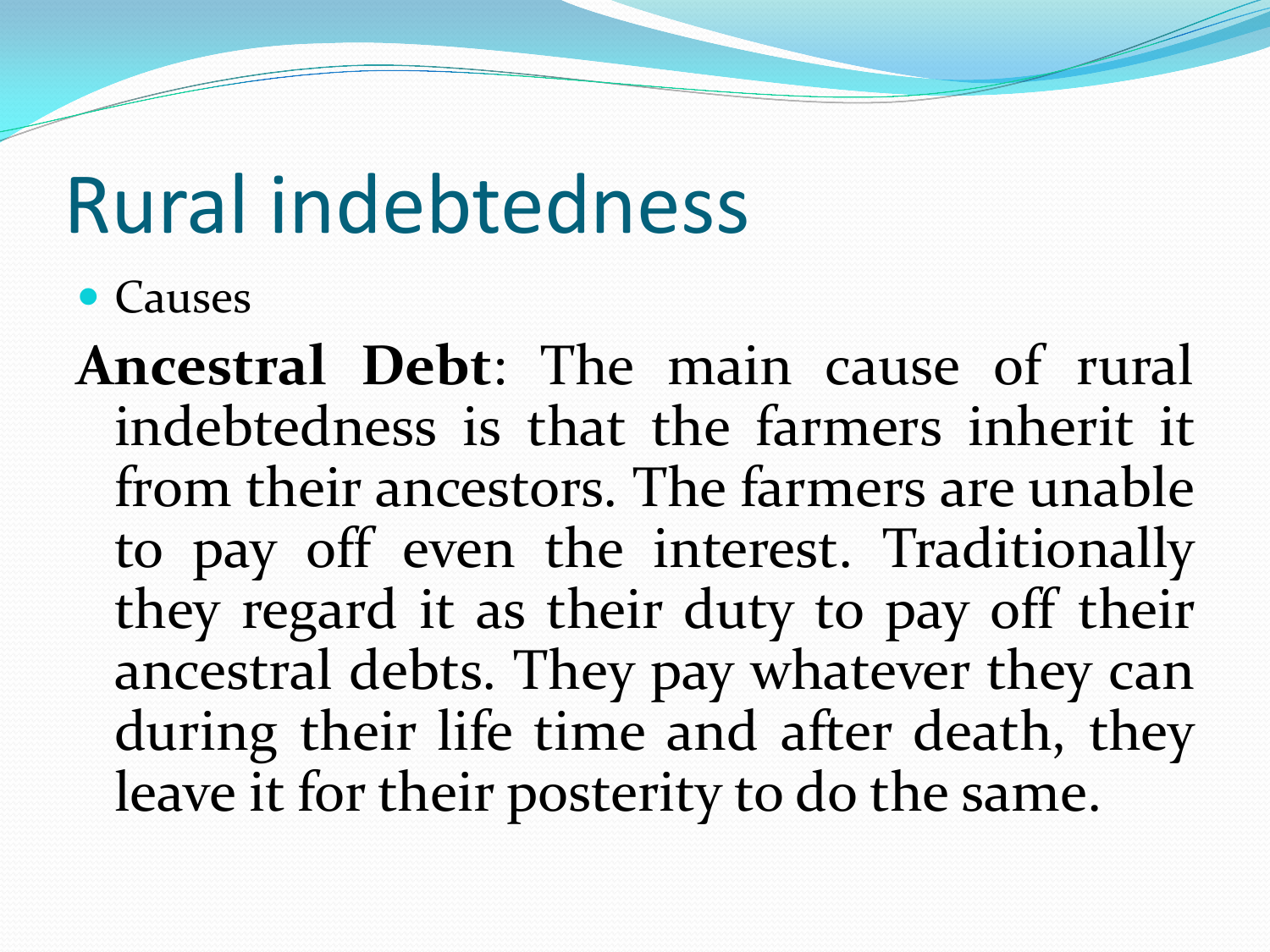# Rural indebtedness

- Causes

**Ancestral Debt**: The main cause of rural indebtedness is that the farmers inherit it from their ancestors. The farmers are unable to pay off even the interest. Traditionally they regard it as their duty to pay off their ancestral debts. They pay whatever they can during their life time and after death, they leave it for their posterity to do the same.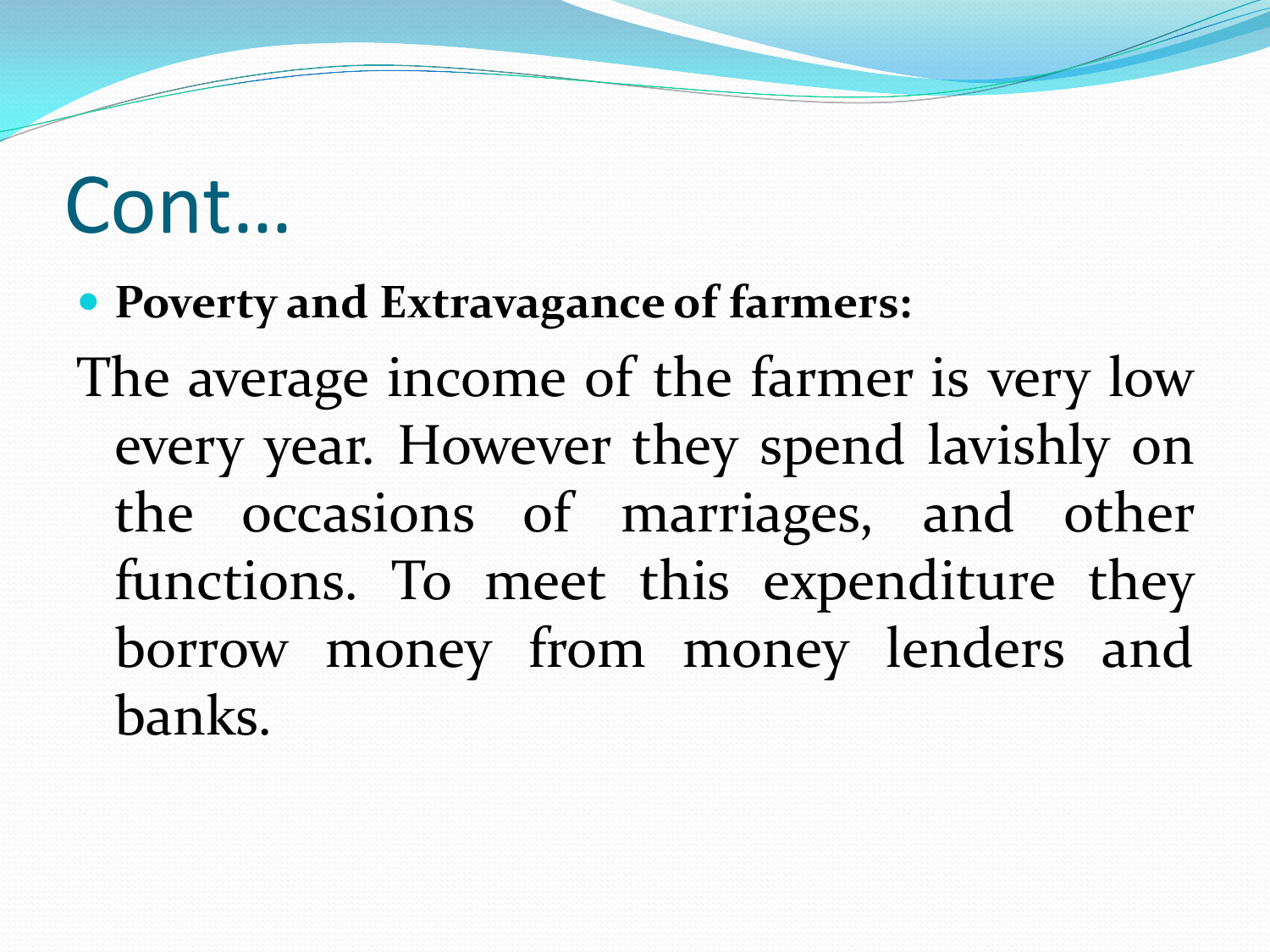# Cont…

- **Poverty and Extravagance of farmers:**

The average income of the farmer is very low every year. However they spend lavishly on the occasions of marriages, and other functions. To meet this expenditure they borrow money from money lenders and banks.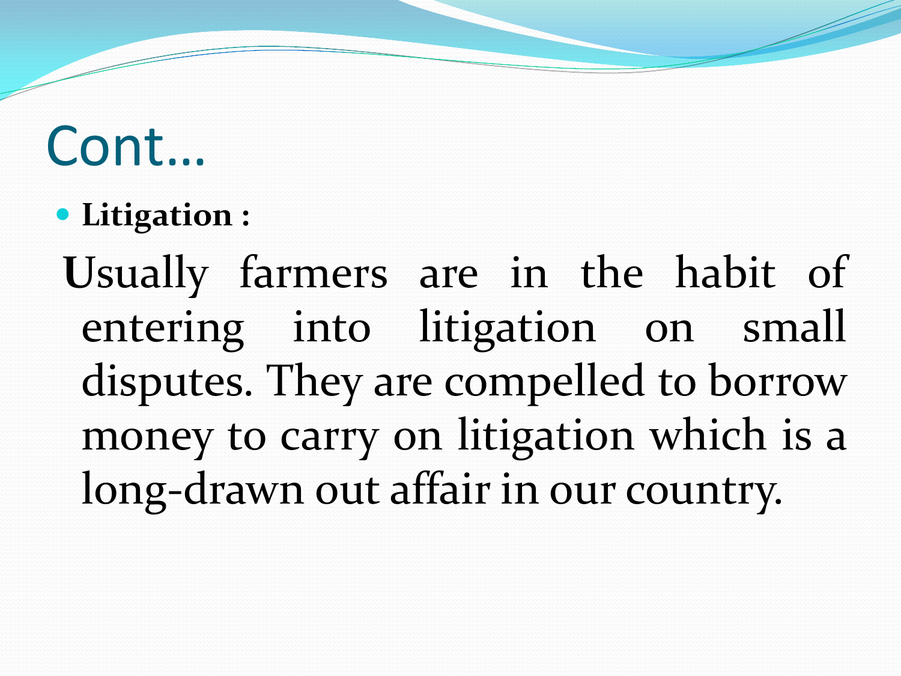# Cont…

- **Litigation :**

**U**sually farmers are in the habit of entering into litigation on small disputes. They are compelled to borrow money to carry on litigation which is a long-drawn out affair in our country.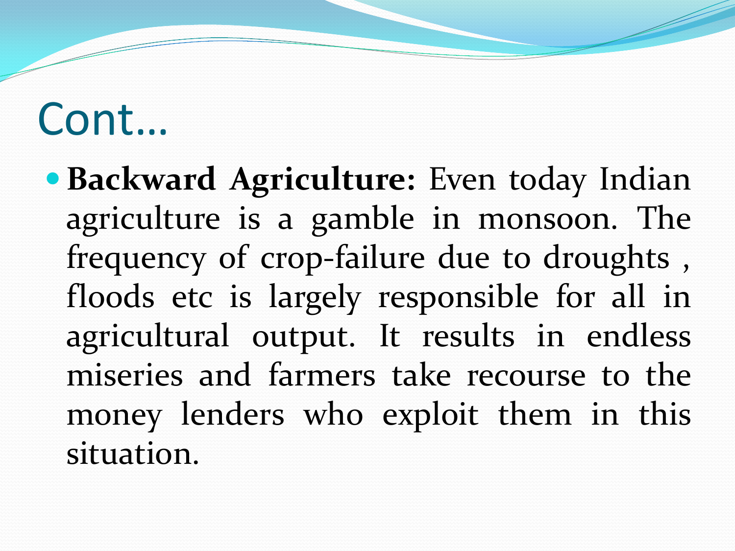# Cont…

- **Backward Agriculture:** Even today Indian agriculture is a gamble in monsoon. The frequency of crop-failure due to droughts , floods etc is largely responsible for all in agricultural output. It results in endless miseries and farmers take recourse to the money lenders who exploit them in this situation.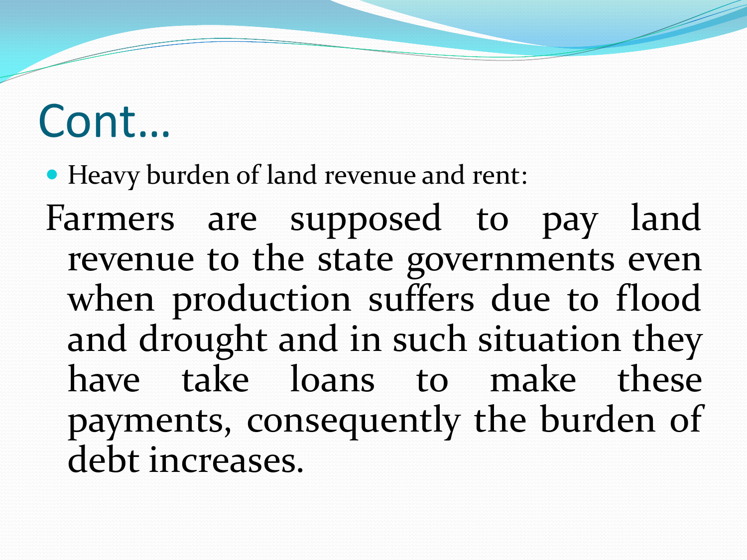# Cont…

- Heavy burden of land revenue and rent:

Farmers are supposed to pay land revenue to the state governments even when production suffers due to flood and drought and in such situation they have take loans to make these payments, consequently the burden of debt increases.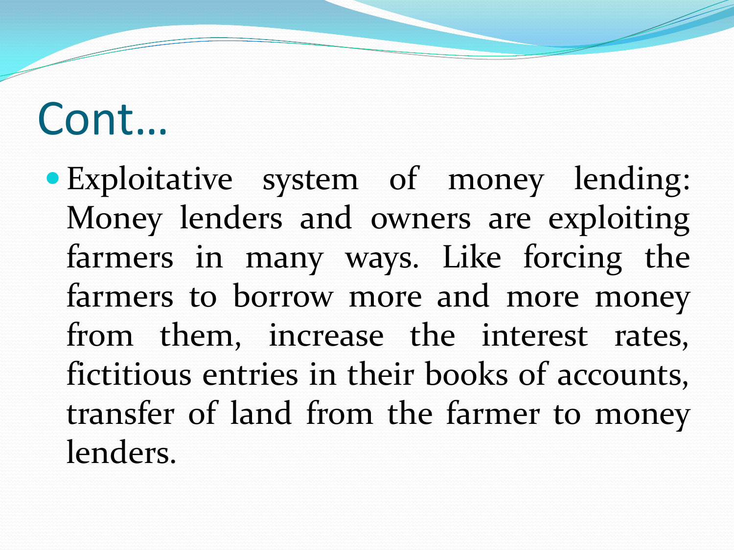# Cont…

- Exploitative system of money lending: Money lenders and owners are exploiting farmers in many ways. Like forcing the farmers to borrow more and more money from them, increase the interest rates, fictitious entries in their books of accounts, transfer of land from the farmer to money lenders.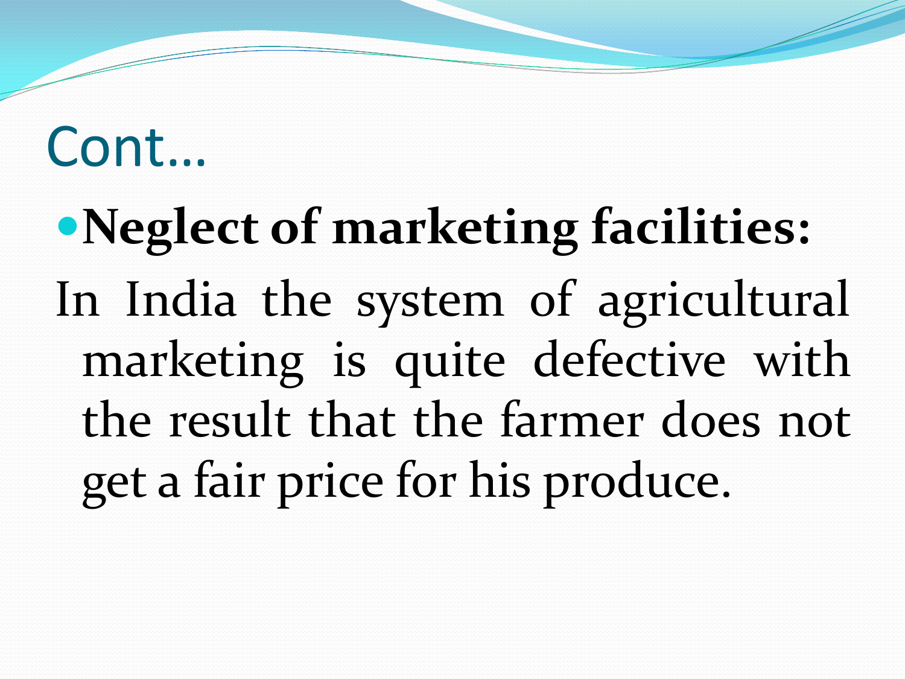# Cont…

- **Neglect of marketing facilities:**

In India the system of agricultural marketing is quite defective with the result that the farmer does not get a fair price for his produce.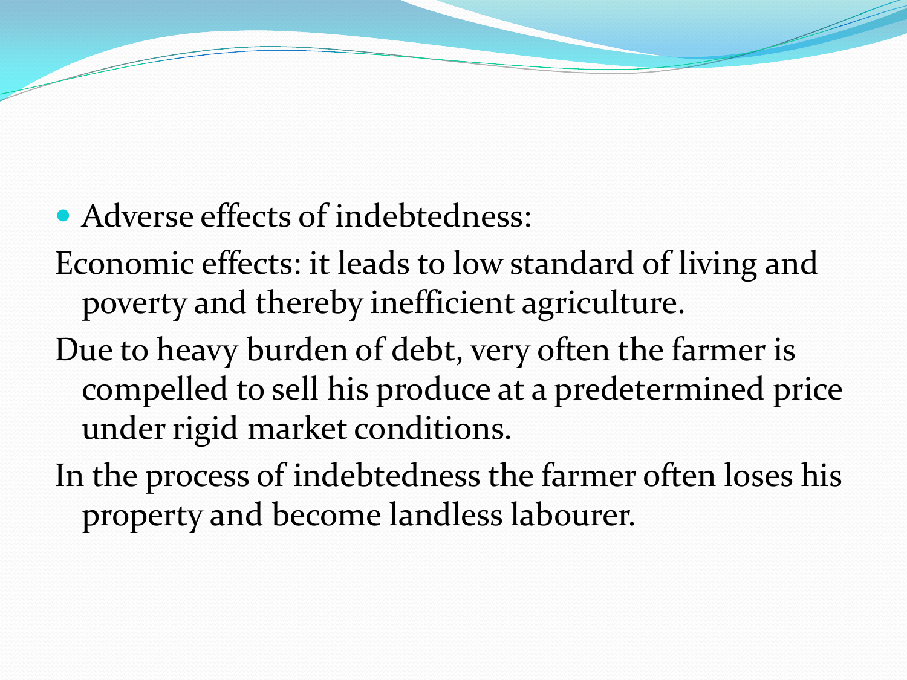- Adverse effects of indebtedness:

Economic effects: it leads to low standard of living and poverty and thereby inefficient agriculture.

Due to heavy burden of debt, very often the farmer is compelled to sell his produce at a predetermined price under rigid market conditions.

In the process of indebtedness the farmer often loses his property and become landless labourer.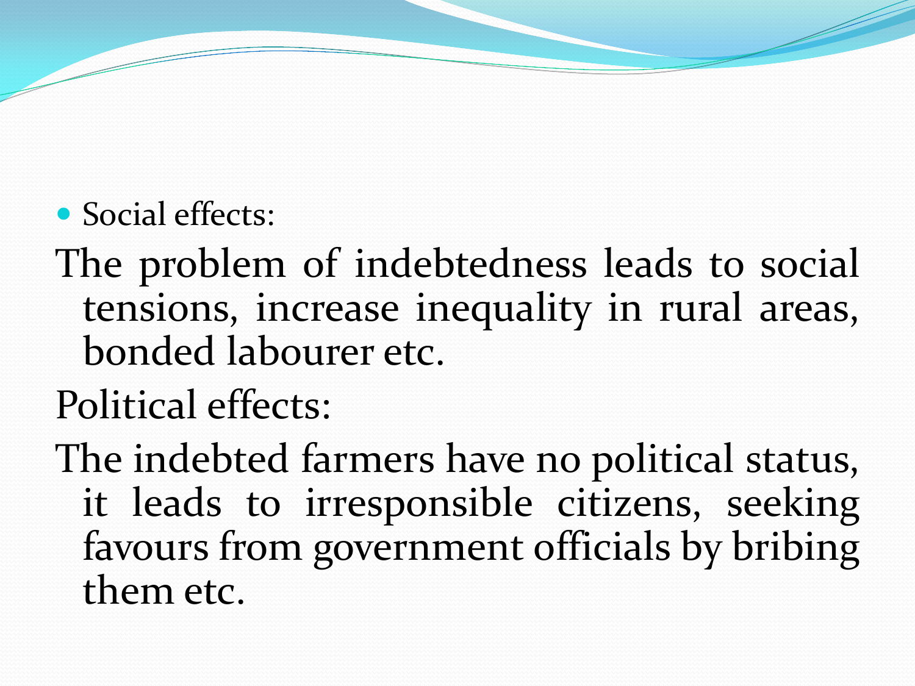- Social effects:

The problem of indebtedness leads to social tensions, increase inequality in rural areas, bonded labourer etc.

Political effects:

The indebted farmers have no political status, it leads to irresponsible citizens, seeking favours from government officials by bribing them etc.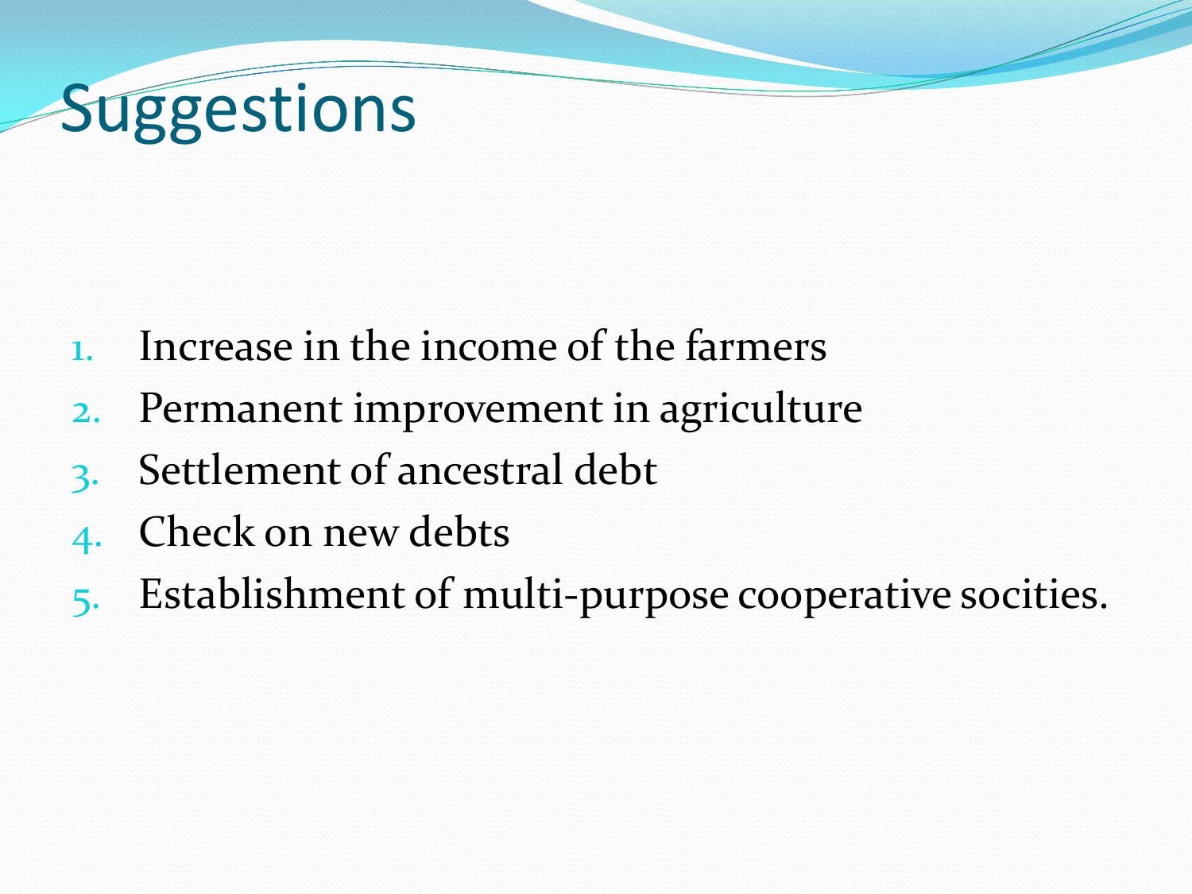# Suggestions

1. Increase in the income of the farmers
2. Permanent improvement in agriculture
3. Settlement of ancestral debt
4. Check on new debts
5. Establishment of multi-purpose cooperative socities.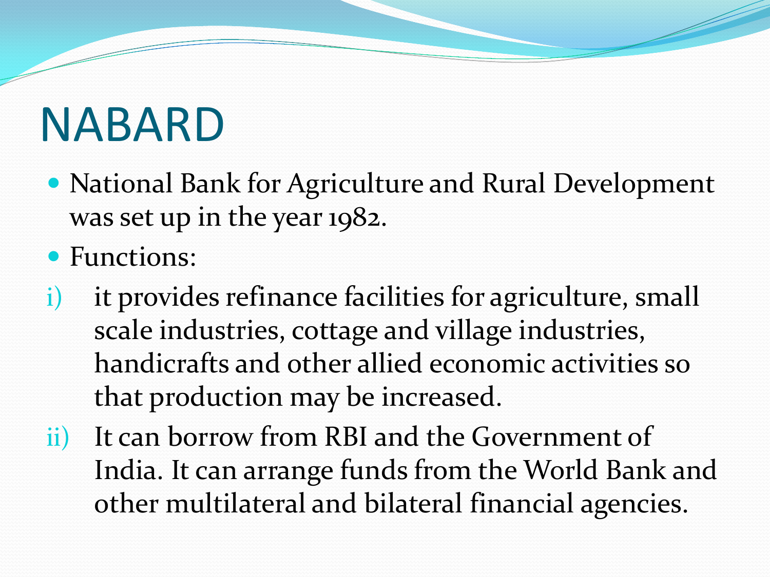# NABARD

- National Bank for Agriculture and Rural Development was set up in the year 1982.
- Functions:

i) it provides refinance facilities for agriculture, small scale industries, cottage and village industries, handicrafts and other allied economic activities so that production may be increased.

ii) It can borrow from RBI and the Government of India. It can arrange funds from the World Bank and other multilateral and bilateral financial agencies.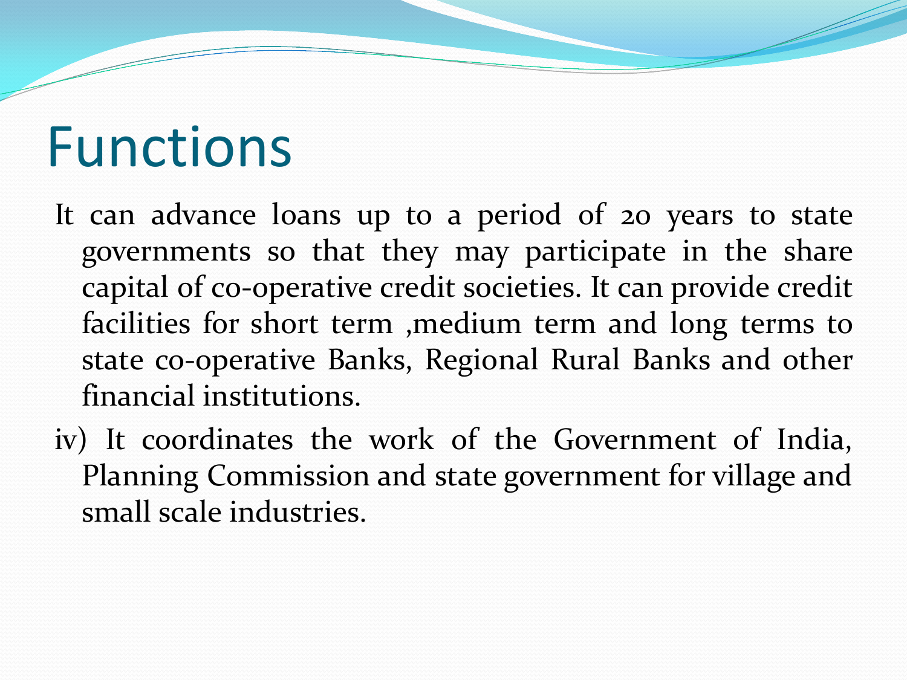# Functions

It can advance loans up to a period of 20 years to state governments so that they may participate in the share capital of co-operative credit societies. It can provide credit facilities for short term ,medium term and long terms to state co-operative Banks, Regional Rural Banks and other financial institutions.

iv) It coordinates the work of the Government of India, Planning Commission and state government for village and small scale industries.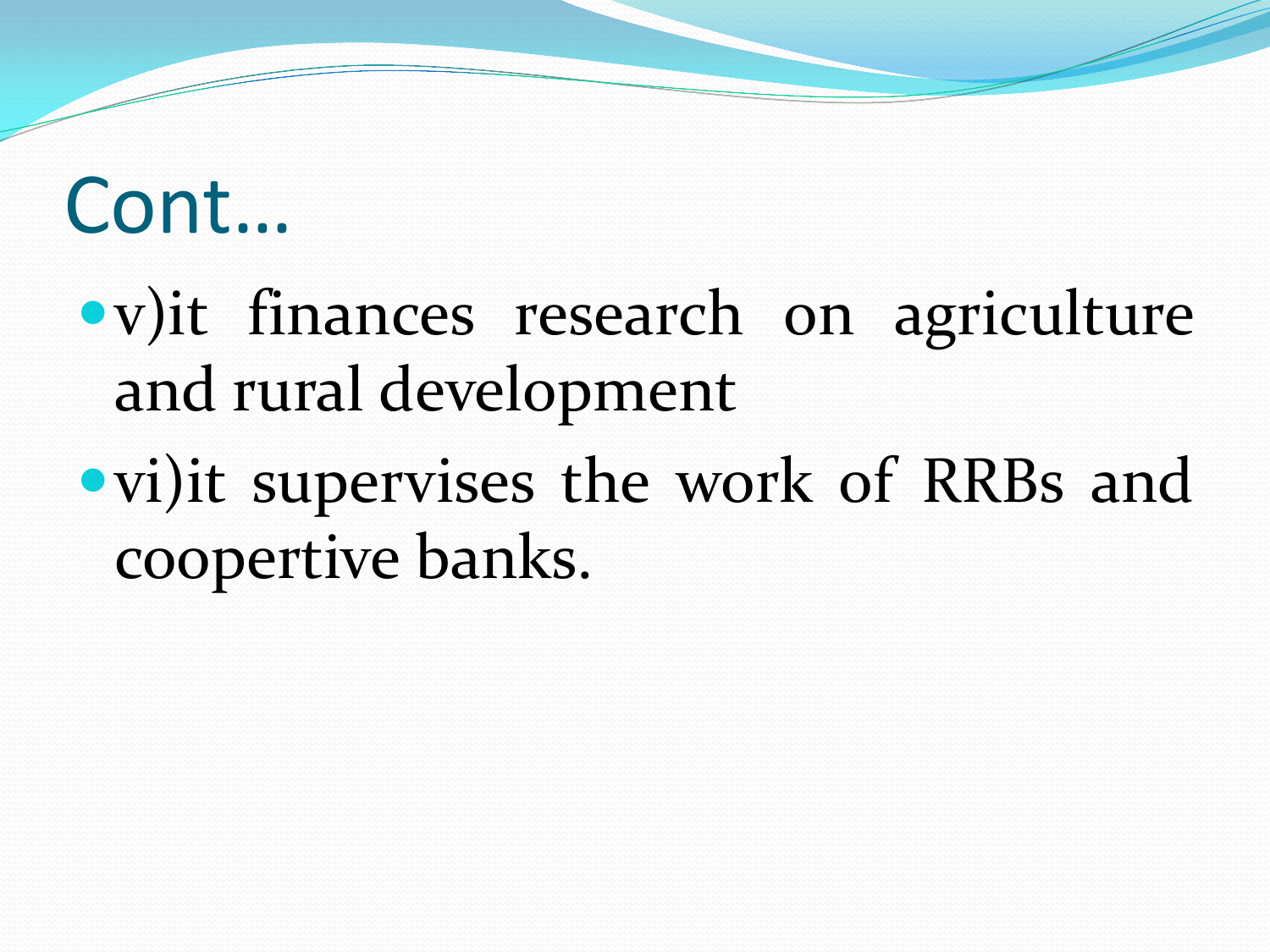# Cont…

- v)it finances research on agriculture and rural development
- vi)it supervises the work of RRBs and coopertive banks.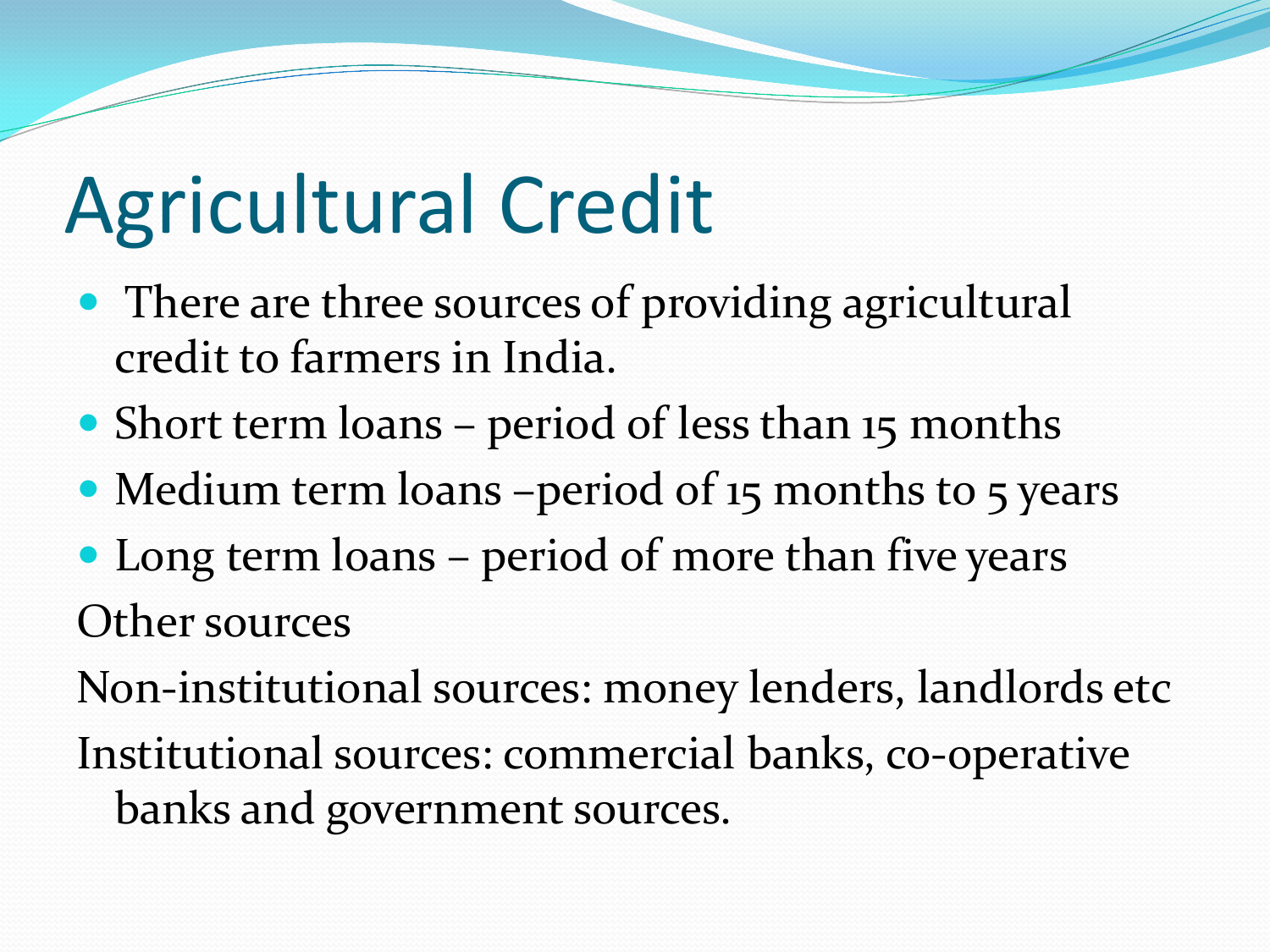# Agricultural Credit

- There are three sources of providing agricultural credit to farmers in India.
- Short term loans – period of less than 15 months
- Medium term loans –period of 15 months to 5 years
- Long term loans – period of more than five years

Other sources

Non-institutional sources: money lenders, landlords etc

Institutional sources: commercial banks, co-operative banks and government sources.